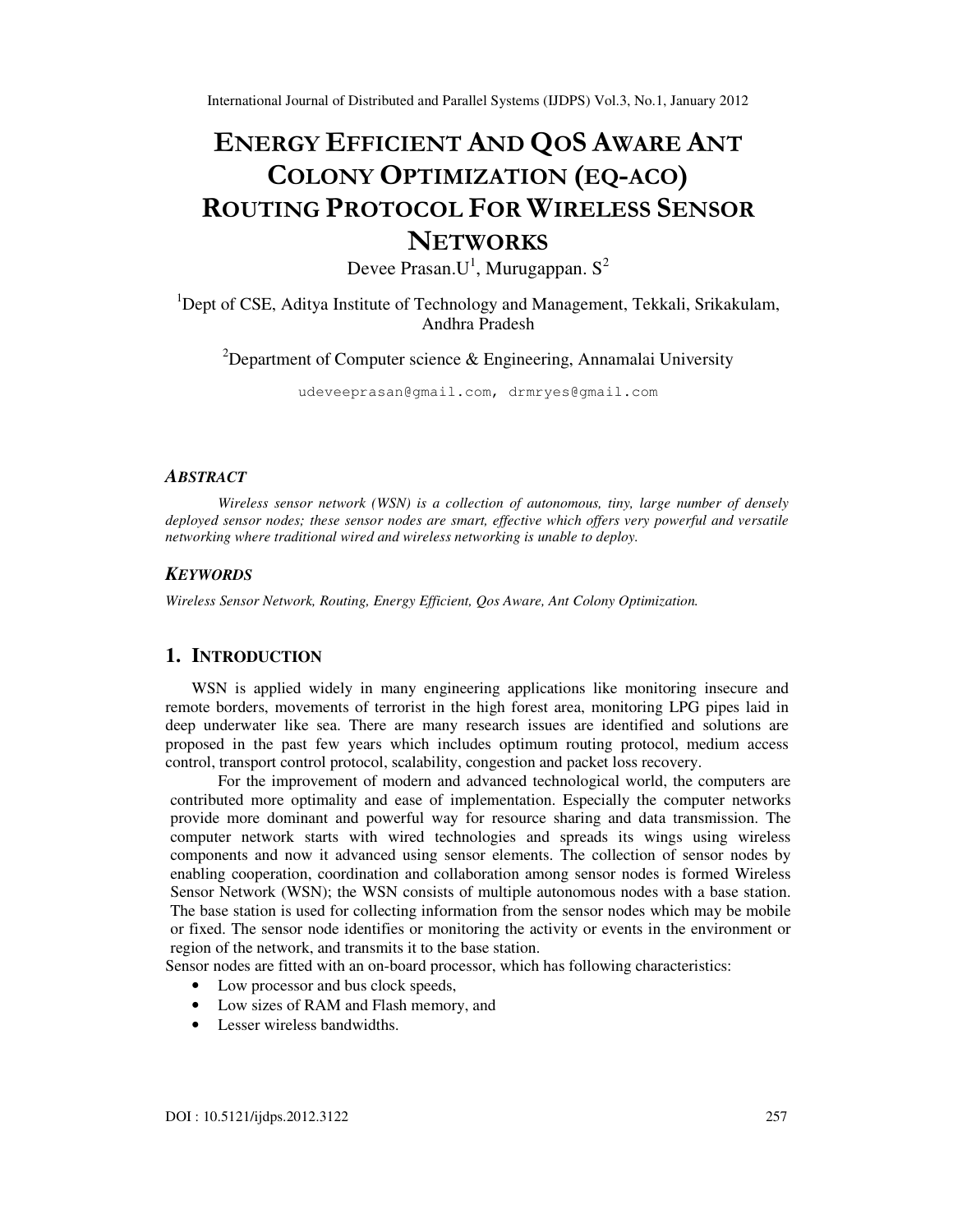# ENERGY EFFICIENT AND QOS AWARE ANT COLONY OPTIMIZATION (EQ-ACO) ROUTING PROTOCOL FOR WIRELESS SENSOR NETWORKS

Devee Prasan.U[1], Murugappan. S[2]

[1]Dept of CSE, Aditya Institute of Technology and Management, Tekkali, Srikakulam, Andhra Pradesh

[2]Department of Computer science & Engineering, Annamalai University

udeveeprasan@gmail.com, drmryes@gmail.com

### ABSTRACT

*Wireless sensor network (WSN) is a collection of autonomous, tiny, large number of densely deployed sensor nodes; these sensor nodes are smart, effective which offers very powerful and versatile networking where traditional wired and wireless networking is unable to deploy.*

### KEYWORDS

*Wireless Sensor Network, Routing, Energy Efficient, Qos Aware, Ant Colony Optimization.*

## 1. INTRODUCTION

WSN is applied widely in many engineering applications like monitoring insecure and remote borders, movements of terrorist in the high forest area, monitoring LPG pipes laid in deep underwater like sea. There are many research issues are identified and solutions are proposed in the past few years which includes optimum routing protocol, medium access control, transport control protocol, scalability, congestion and packet loss recovery.

For the improvement of modern and advanced technological world, the computers are contributed more optimality and ease of implementation. Especially the computer networks provide more dominant and powerful way for resource sharing and data transmission. The computer network starts with wired technologies and spreads its wings using wireless components and now it advanced using sensor elements. The collection of sensor nodes by enabling cooperation, coordination and collaboration among sensor nodes is formed Wireless Sensor Network (WSN); the WSN consists of multiple autonomous nodes with a base station. The base station is used for collecting information from the sensor nodes which may be mobile or fixed. The sensor node identifies or monitoring the activity or events in the environment or region of the network, and transmits it to the base station.

Sensor nodes are fitted with an on-board processor, which has following characteristics:

- Low processor and bus clock speeds,
- Low sizes of RAM and Flash memory, and
- Lesser wireless bandwidths.

DOI : 10.5121/ijdps.2012.3122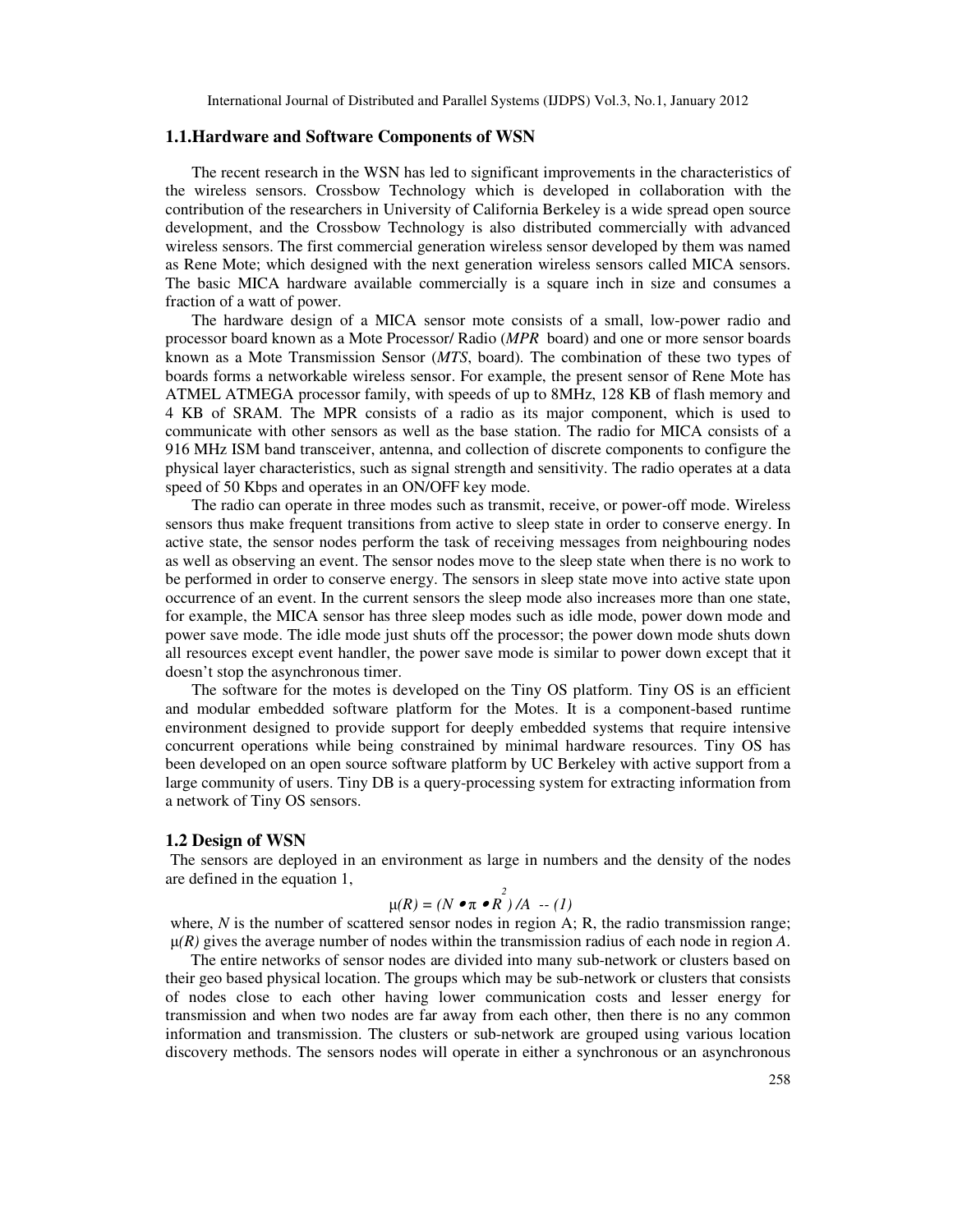### 1.1.Hardware and Software Components of WSN

The recent research in the WSN has led to significant improvements in the characteristics of the wireless sensors. Crossbow Technology which is developed in collaboration with the contribution of the researchers in University of California Berkeley is a wide spread open source development, and the Crossbow Technology is also distributed commercially with advanced wireless sensors. The first commercial generation wireless sensor developed by them was named as Rene Mote; which designed with the next generation wireless sensors called MICA sensors. The basic MICA hardware available commercially is a square inch in size and consumes a fraction of a watt of power.

The hardware design of a MICA sensor mote consists of a small, low-power radio and processor board known as a Mote Processor/ Radio (*MPR* board) and one or more sensor boards known as a Mote Transmission Sensor (*MTS*, board). The combination of these two types of boards forms a networkable wireless sensor. For example, the present sensor of Rene Mote has ATMEL ATMEGA processor family, with speeds of up to 8MHz, 128 KB of flash memory and 4 KB of SRAM. The MPR consists of a radio as its major component, which is used to communicate with other sensors as well as the base station. The radio for MICA consists of a 916 MHz ISM band transceiver, antenna, and collection of discrete components to configure the physical layer characteristics, such as signal strength and sensitivity. The radio operates at a data speed of 50 Kbps and operates in an ON/OFF key mode.

The radio can operate in three modes such as transmit, receive, or power-off mode. Wireless sensors thus make frequent transitions from active to sleep state in order to conserve energy. In active state, the sensor nodes perform the task of receiving messages from neighbouring nodes as well as observing an event. The sensor nodes move to the sleep state when there is no work to be performed in order to conserve energy. The sensors in sleep state move into active state upon occurrence of an event. In the current sensors the sleep mode also increases more than one state, for example, the MICA sensor has three sleep modes such as idle mode, power down mode and power save mode. The idle mode just shuts off the processor; the power down mode shuts down all resources except event handler, the power save mode is similar to power down except that it doesn't stop the asynchronous timer.

The software for the motes is developed on the Tiny OS platform. Tiny OS is an efficient and modular embedded software platform for the Motes. It is a component-based runtime environment designed to provide support for deeply embedded systems that require intensive concurrent operations while being constrained by minimal hardware resources. Tiny OS has been developed on an open source software platform by UC Berkeley with active support from a large community of users. Tiny DB is a query-processing system for extracting information from a network of Tiny OS sensors.

### 1.2 Design of WSN

The sensors are deployed in an environment as large in numbers and the density of the nodes are defined in the equation 1,

$$\mu(R) = (N \bullet \pi \bullet R^2)/A \quad \text{-- (1)}$$

where, $N$ is the number of scattered sensor nodes in region A; R, the radio transmission range; $\mu(R)$ gives the average number of nodes within the transmission radius of each node in region $A$.

The entire networks of sensor nodes are divided into many sub-network or clusters based on their geo based physical location. The groups which may be sub-network or clusters that consists of nodes close to each other having lower communication costs and lesser energy for transmission and when two nodes are far away from each other, then there is no any common information and transmission. The clusters or sub-network are grouped using various location discovery methods. The sensors nodes will operate in either a synchronous or an asynchronous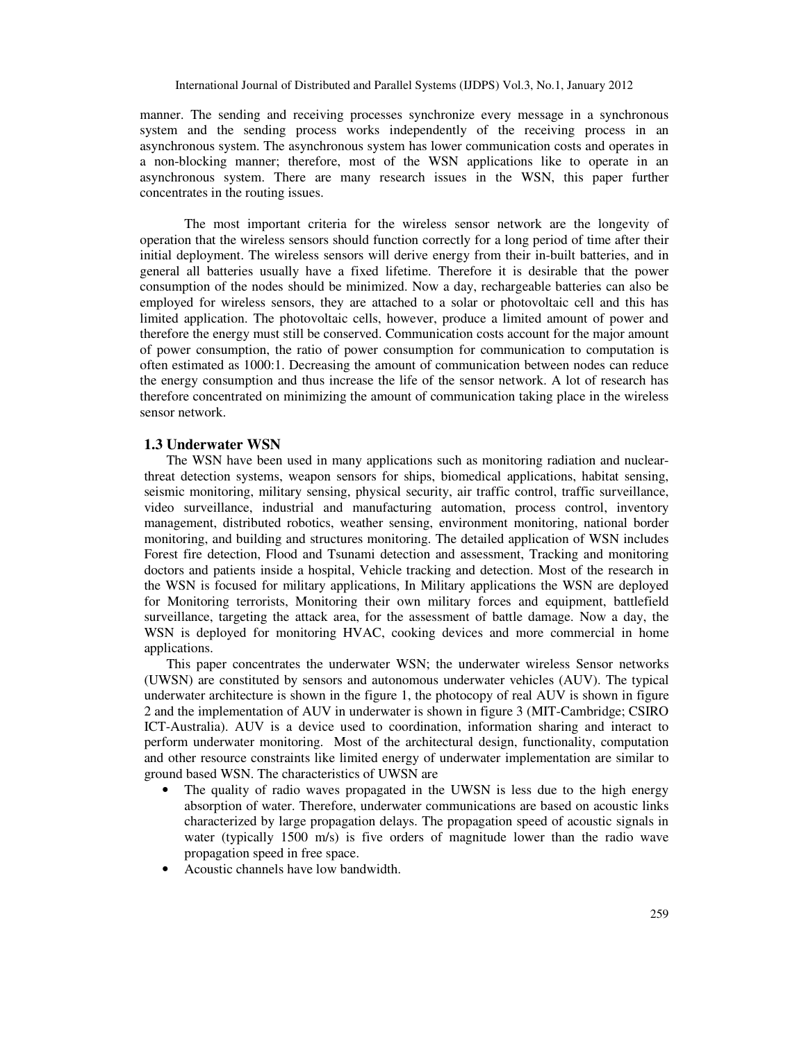manner. The sending and receiving processes synchronize every message in a synchronous system and the sending process works independently of the receiving process in an asynchronous system. The asynchronous system has lower communication costs and operates in a non-blocking manner; therefore, most of the WSN applications like to operate in an asynchronous system. There are many research issues in the WSN, this paper further concentrates in the routing issues.

The most important criteria for the wireless sensor network are the longevity of operation that the wireless sensors should function correctly for a long period of time after their initial deployment. The wireless sensors will derive energy from their in-built batteries, and in general all batteries usually have a fixed lifetime. Therefore it is desirable that the power consumption of the nodes should be minimized. Now a day, rechargeable batteries can also be employed for wireless sensors, they are attached to a solar or photovoltaic cell and this has limited application. The photovoltaic cells, however, produce a limited amount of power and therefore the energy must still be conserved. Communication costs account for the major amount of power consumption, the ratio of power consumption for communication to computation is often estimated as 1000:1. Decreasing the amount of communication between nodes can reduce the energy consumption and thus increase the life of the sensor network. A lot of research has therefore concentrated on minimizing the amount of communication taking place in the wireless sensor network.

### 1.3 Underwater WSN

The WSN have been used in many applications such as monitoring radiation and nuclear-threat detection systems, weapon sensors for ships, biomedical applications, habitat sensing, seismic monitoring, military sensing, physical security, air traffic control, traffic surveillance, video surveillance, industrial and manufacturing automation, process control, inventory management, distributed robotics, weather sensing, environment monitoring, national border monitoring, and building and structures monitoring. The detailed application of WSN includes Forest fire detection, Flood and Tsunami detection and assessment, Tracking and monitoring doctors and patients inside a hospital, Vehicle tracking and detection. Most of the research in the WSN is focused for military applications, In Military applications the WSN are deployed for Monitoring terrorists, Monitoring their own military forces and equipment, battlefield surveillance, targeting the attack area, for the assessment of battle damage. Now a day, the WSN is deployed for monitoring HVAC, cooking devices and more commercial in home applications.

This paper concentrates the underwater WSN; the underwater wireless Sensor networks (UWSN) are constituted by sensors and autonomous underwater vehicles (AUV). The typical underwater architecture is shown in the figure 1, the photocopy of real AUV is shown in figure 2 and the implementation of AUV in underwater is shown in figure 3 (MIT-Cambridge; CSIRO ICT-Australia). AUV is a device used to coordination, information sharing and interact to perform underwater monitoring. Most of the architectural design, functionality, computation and other resource constraints like limited energy of underwater implementation are similar to ground based WSN. The characteristics of UWSN are

- The quality of radio waves propagated in the UWSN is less due to the high energy absorption of water. Therefore, underwater communications are based on acoustic links characterized by large propagation delays. The propagation speed of acoustic signals in water (typically 1500 m/s) is five orders of magnitude lower than the radio wave propagation speed in free space.
- Acoustic channels have low bandwidth.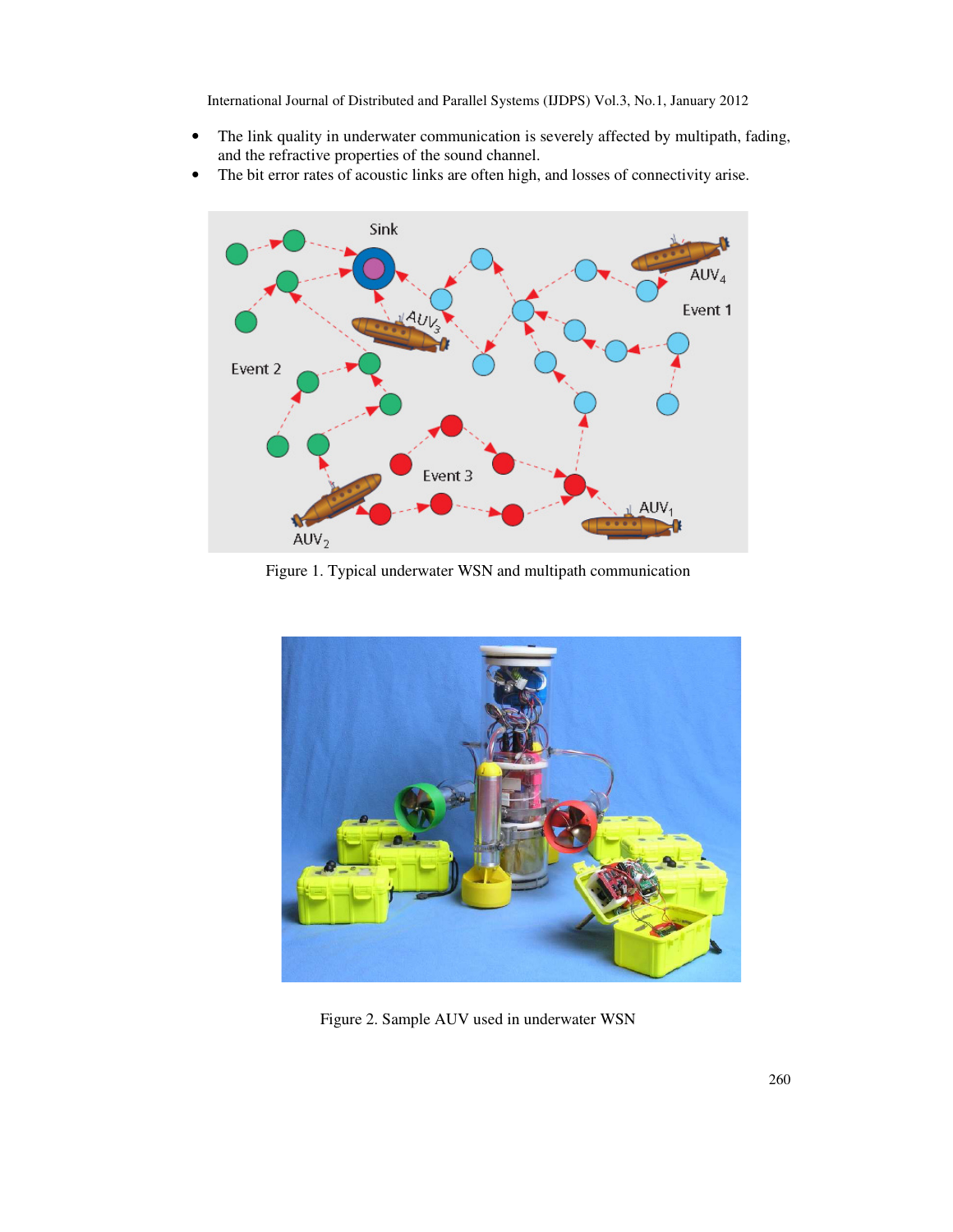- The link quality in underwater communication is severely affected by multipath, fading, and the refractive properties of the sound channel.
- The bit error rates of acoustic links are often high, and losses of connectivity arise.

Figure 1. Typical underwater WSN and multipath communication

Figure 2. Sample AUV used in underwater WSN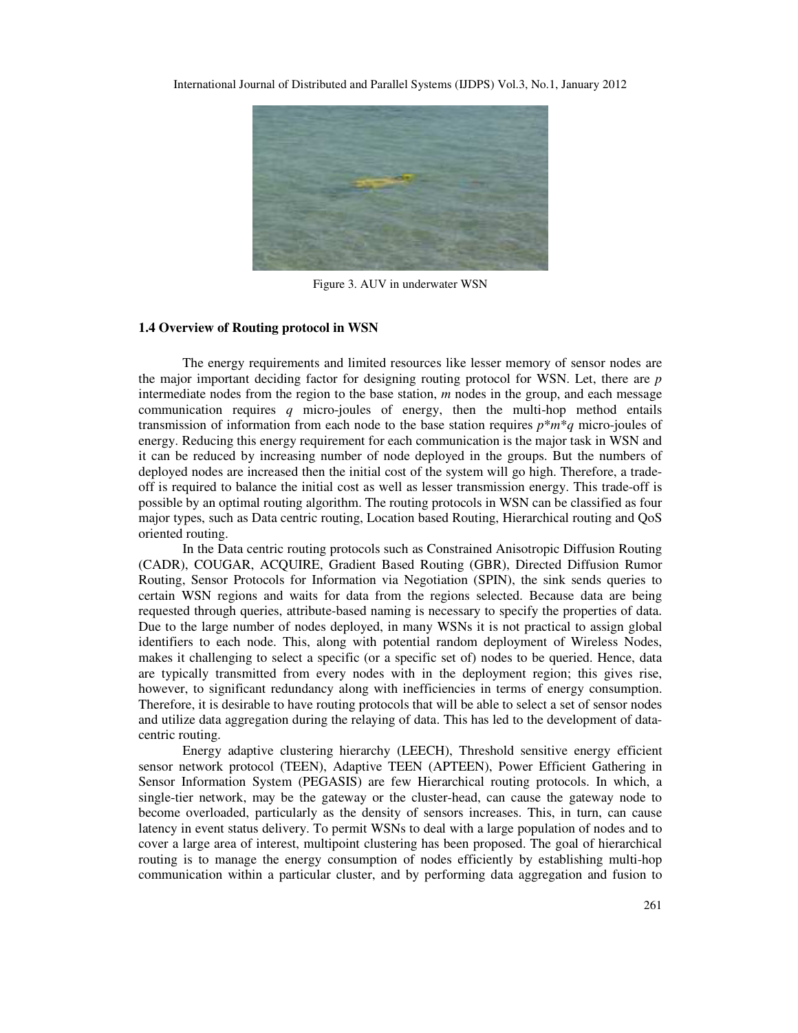Figure 3. AUV in underwater WSN

### 1.4 Overview of Routing protocol in WSN

The energy requirements and limited resources like lesser memory of sensor nodes are the major important deciding factor for designing routing protocol for WSN. Let, there are $p$ intermediate nodes from the region to the base station, $m$ nodes in the group, and each message communication requires $q$ micro-joules of energy, then the multi-hop method entails transmission of information from each node to the base station requires $p*m*q$ micro-joules of energy. Reducing this energy requirement for each communication is the major task in WSN and it can be reduced by increasing number of node deployed in the groups. But the numbers of deployed nodes are increased then the initial cost of the system will go high. Therefore, a trade-off is required to balance the initial cost as well as lesser transmission energy. This trade-off is possible by an optimal routing algorithm. The routing protocols in WSN can be classified as four major types, such as Data centric routing, Location based Routing, Hierarchical routing and QoS oriented routing.

In the Data centric routing protocols such as Constrained Anisotropic Diffusion Routing (CADR), COUGAR, ACQUIRE, Gradient Based Routing (GBR), Directed Diffusion Rumor Routing, Sensor Protocols for Information via Negotiation (SPIN), the sink sends queries to certain WSN regions and waits for data from the regions selected. Because data are being requested through queries, attribute-based naming is necessary to specify the properties of data. Due to the large number of nodes deployed, in many WSNs it is not practical to assign global identifiers to each node. This, along with potential random deployment of Wireless Nodes, makes it challenging to select a specific (or a specific set of) nodes to be queried. Hence, data are typically transmitted from every nodes with in the deployment region; this gives rise, however, to significant redundancy along with inefficiencies in terms of energy consumption. Therefore, it is desirable to have routing protocols that will be able to select a set of sensor nodes and utilize data aggregation during the relaying of data. This has led to the development of data-centric routing.

Energy adaptive clustering hierarchy (LEECH), Threshold sensitive energy efficient sensor network protocol (TEEN), Adaptive TEEN (APTEEN), Power Efficient Gathering in Sensor Information System (PEGASIS) are few Hierarchical routing protocols. In which, a single-tier network, may be the gateway or the cluster-head, can cause the gateway node to become overloaded, particularly as the density of sensors increases. This, in turn, can cause latency in event status delivery. To permit WSNs to deal with a large population of nodes and to cover a large area of interest, multipoint clustering has been proposed. The goal of hierarchical routing is to manage the energy consumption of nodes efficiently by establishing multi-hop communication within a particular cluster, and by performing data aggregation and fusion to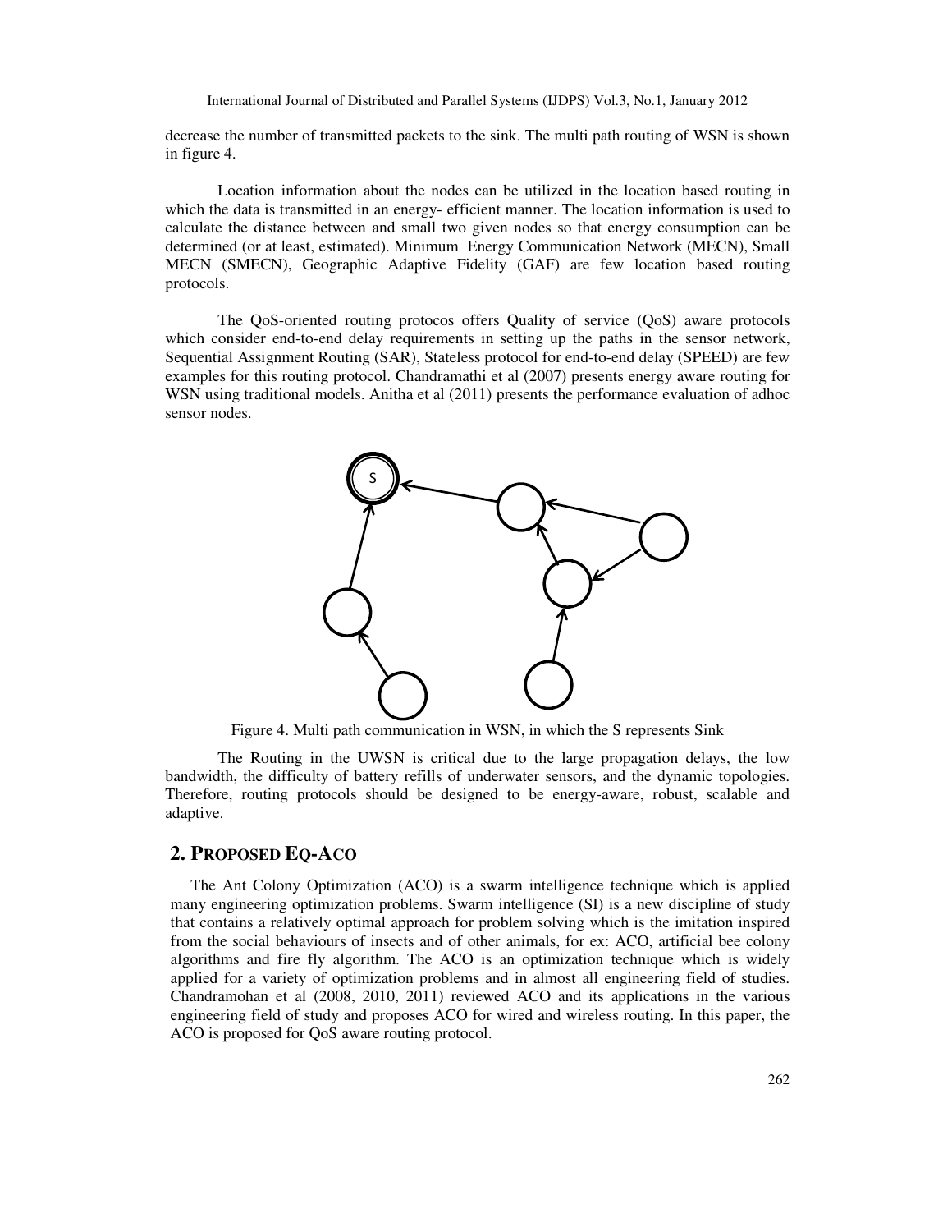decrease the number of transmitted packets to the sink. The multi path routing of WSN is shown in figure 4.

Location information about the nodes can be utilized in the location based routing in which the data is transmitted in an energy- efficient manner. The location information is used to calculate the distance between and small two given nodes so that energy consumption can be determined (or at least, estimated). Minimum Energy Communication Network (MECN), Small MECN (SMECN), Geographic Adaptive Fidelity (GAF) are few location based routing protocols.

The QoS-oriented routing protocos offers Quality of service (QoS) aware protocols which consider end-to-end delay requirements in setting up the paths in the sensor network, Sequential Assignment Routing (SAR), Stateless protocol for end-to-end delay (SPEED) are few examples for this routing protocol. Chandramathi et al (2007) presents energy aware routing for WSN using traditional models. Anitha et al (2011) presents the performance evaluation of adhoc sensor nodes.

Figure 4. Multi path communication in WSN, in which the S represents Sink

The Routing in the UWSN is critical due to the large propagation delays, the low bandwidth, the difficulty of battery refills of underwater sensors, and the dynamic topologies. Therefore, routing protocols should be designed to be energy-aware, robust, scalable and adaptive.

## 2. PROPOSED EQ-ACO

The Ant Colony Optimization (ACO) is a swarm intelligence technique which is applied many engineering optimization problems. Swarm intelligence (SI) is a new discipline of study that contains a relatively optimal approach for problem solving which is the imitation inspired from the social behaviours of insects and of other animals, for ex: ACO, artificial bee colony algorithms and fire fly algorithm. The ACO is an optimization technique which is widely applied for a variety of optimization problems and in almost all engineering field of studies. Chandramohan et al (2008, 2010, 2011) reviewed ACO and its applications in the various engineering field of study and proposes ACO for wired and wireless routing. In this paper, the ACO is proposed for QoS aware routing protocol.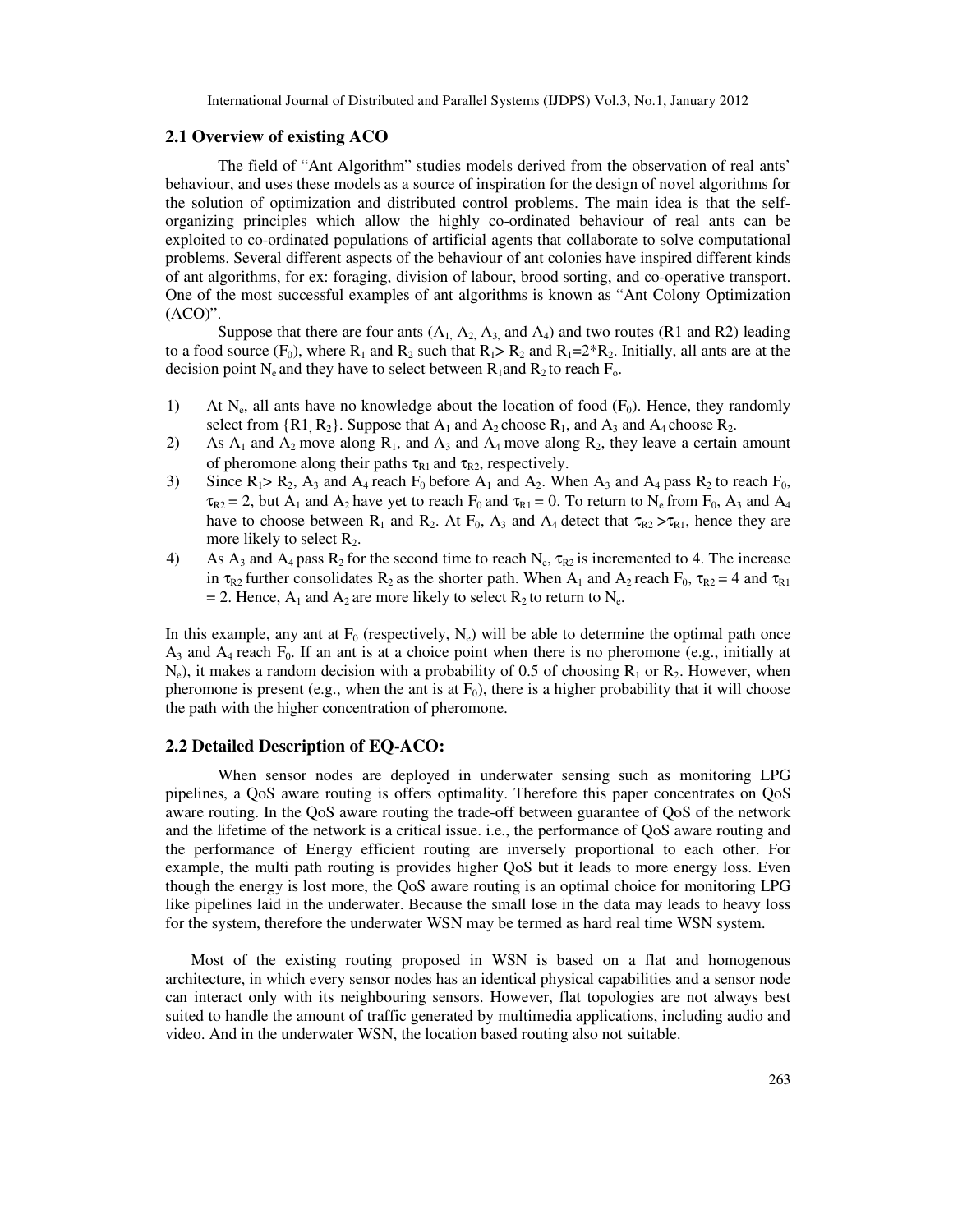## 2.1 Overview of existing ACO

The field of "Ant Algorithm" studies models derived from the observation of real ants' behaviour, and uses these models as a source of inspiration for the design of novel algorithms for the solution of optimization and distributed control problems. The main idea is that the self-organizing principles which allow the highly co-ordinated behaviour of real ants can be exploited to co-ordinated populations of artificial agents that collaborate to solve computational problems. Several different aspects of the behaviour of ant colonies have inspired different kinds of ant algorithms, for ex: foraging, division of labour, brood sorting, and co-operative transport. One of the most successful examples of ant algorithms is known as "Ant Colony Optimization (ACO)".

Suppose that there are four ants ($A_1$, $A_2$, $A_3$, and $A_4$) and two routes (R1 and R2) leading to a food source ($F_0$), where $R_1$ and $R_2$ such that $R_1 > R_2$ and $R_1 = 2*R_2$. Initially, all ants are at the decision point $N_e$ and they have to select between $R_1$ and $R_2$ to reach $F_o$.

1) At $N_e$, all ants have no knowledge about the location of food ($F_0$). Hence, they randomly select from {R1, $R_2$}. Suppose that $A_1$ and $A_2$ choose $R_1$, and $A_3$ and $A_4$ choose $R_2$.
2) As $A_1$ and $A_2$ move along $R_1$, and $A_3$ and $A_4$ move along $R_2$, they leave a certain amount of pheromone along their paths $\tau_{R1}$ and $\tau_{R2}$, respectively.
3) Since $R_1 > R_2$, $A_3$ and $A_4$ reach $F_0$ before $A_1$ and $A_2$. When $A_3$ and $A_4$ pass $R_2$ to reach $F_0$, $\tau_{R2} = 2$, but $A_1$ and $A_2$ have yet to reach $F_0$ and $\tau_{R1} = 0$. To return to $N_e$ from $F_0$, $A_3$ and $A_4$ have to choose between $R_1$ and $R_2$. At $F_0$, $A_3$ and $A_4$ detect that $\tau_{R2} > \tau_{R1}$, hence they are more likely to select $R_2$.
4) As $A_3$ and $A_4$ pass $R_2$ for the second time to reach $N_e$, $\tau_{R2}$ is incremented to 4. The increase in $\tau_{R2}$ further consolidates $R_2$ as the shorter path. When $A_1$ and $A_2$ reach $F_0$, $\tau_{R2} = 4$ and $\tau_{R1} = 2$. Hence, $A_1$ and $A_2$ are more likely to select $R_2$ to return to $N_e$.

In this example, any ant at $F_0$ (respectively, $N_e$) will be able to determine the optimal path once $A_3$ and $A_4$ reach $F_0$. If an ant is at a choice point when there is no pheromone (e.g., initially at $N_e$), it makes a random decision with a probability of 0.5 of choosing $R_1$ or $R_2$. However, when pheromone is present (e.g., when the ant is at $F_0$), there is a higher probability that it will choose the path with the higher concentration of pheromone.

## 2.2 Detailed Description of EQ-ACO:

When sensor nodes are deployed in underwater sensing such as monitoring LPG pipelines, a QoS aware routing is offers optimality. Therefore this paper concentrates on QoS aware routing. In the QoS aware routing the trade-off between guarantee of QoS of the network and the lifetime of the network is a critical issue. i.e., the performance of QoS aware routing and the performance of Energy efficient routing are inversely proportional to each other. For example, the multi path routing is provides higher QoS but it leads to more energy loss. Even though the energy is lost more, the QoS aware routing is an optimal choice for monitoring LPG like pipelines laid in the underwater. Because the small lose in the data may leads to heavy loss for the system, therefore the underwater WSN may be termed as hard real time WSN system.

Most of the existing routing proposed in WSN is based on a flat and homogenous architecture, in which every sensor nodes has an identical physical capabilities and a sensor node can interact only with its neighbouring sensors. However, flat topologies are not always best suited to handle the amount of traffic generated by multimedia applications, including audio and video. And in the underwater WSN, the location based routing also not suitable.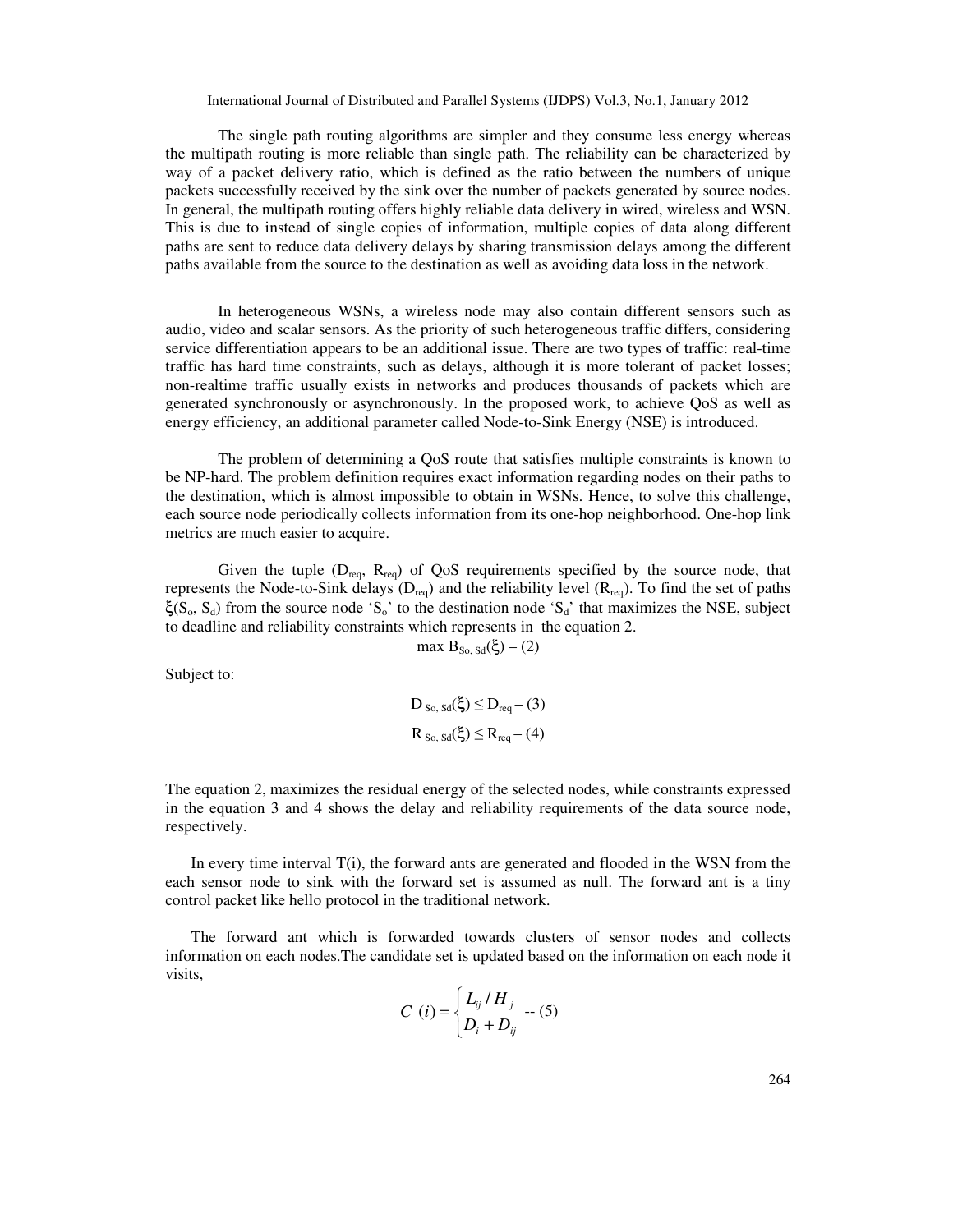The single path routing algorithms are simpler and they consume less energy whereas the multipath routing is more reliable than single path. The reliability can be characterized by way of a packet delivery ratio, which is defined as the ratio between the numbers of unique packets successfully received by the sink over the number of packets generated by source nodes. In general, the multipath routing offers highly reliable data delivery in wired, wireless and WSN. This is due to instead of single copies of information, multiple copies of data along different paths are sent to reduce data delivery delays by sharing transmission delays among the different paths available from the source to the destination as well as avoiding data loss in the network.

In heterogeneous WSNs, a wireless node may also contain different sensors such as audio, video and scalar sensors. As the priority of such heterogeneous traffic differs, considering service differentiation appears to be an additional issue. There are two types of traffic: real-time traffic has hard time constraints, such as delays, although it is more tolerant of packet losses; non-realtime traffic usually exists in networks and produces thousands of packets which are generated synchronously or asynchronously. In the proposed work, to achieve QoS as well as energy efficiency, an additional parameter called Node-to-Sink Energy (NSE) is introduced.

The problem of determining a QoS route that satisfies multiple constraints is known to be NP-hard. The problem definition requires exact information regarding nodes on their paths to the destination, which is almost impossible to obtain in WSNs. Hence, to solve this challenge, each source node periodically collects information from its one-hop neighborhood. One-hop link metrics are much easier to acquire.

Given the tuple ($D_{req}$, $R_{req}$) of QoS requirements specified by the source node, that represents the Node-to-Sink delays ($D_{req}$) and the reliability level ($R_{req}$). To find the set of paths $\xi(S_o, S_d)$ from the source node '$S_o$' to the destination node '$S_d$' that maximizes the NSE, subject to deadline and reliability constraints which represents in the equation 2.

$$\max B_{So,\,Sd}(\xi) \quad \text{– (2)}$$

Subject to:

$$D_{So,\,Sd}(\xi) \leq D_{req} \quad \text{– (3)}$$

$$R_{So,\,Sd}(\xi) \leq R_{req} \quad \text{– (4)}$$

The equation 2, maximizes the residual energy of the selected nodes, while constraints expressed in the equation 3 and 4 shows the delay and reliability requirements of the data source node, respectively.

In every time interval T(i), the forward ants are generated and flooded in the WSN from the each sensor node to sink with the forward set is assumed as null. The forward ant is a tiny control packet like hello protocol in the traditional network.

The forward ant which is forwarded towards clusters of sensor nodes and collects information on each nodes.The candidate set is updated based on the information on each node it visits,

$$C\ (i) = \begin{cases} L_{ij} / H_j \\ D_i + D_{ij} \end{cases} \quad \text{-- (5)}$$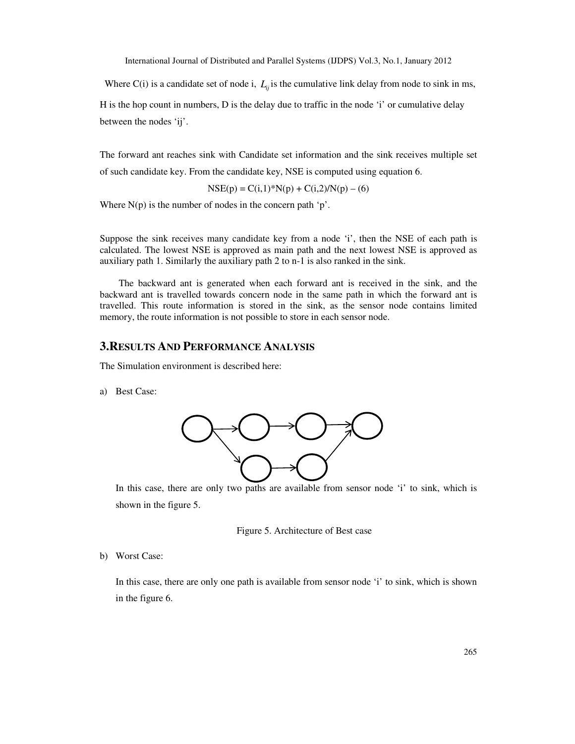Where C(i) is a candidate set of node i, $L_{ij}$ is the cumulative link delay from node to sink in ms, H is the hop count in numbers, D is the delay due to traffic in the node 'i' or cumulative delay between the nodes 'ij'.

The forward ant reaches sink with Candidate set information and the sink receives multiple set of such candidate key. From the candidate key, NSE is computed using equation 6.

$$NSE(p) = C(i,1)*N(p) + C(i,2)/N(p) \quad -(6)$$

Where N(p) is the number of nodes in the concern path 'p'.

Suppose the sink receives many candidate key from a node 'i', then the NSE of each path is calculated. The lowest NSE is approved as main path and the next lowest NSE is approved as auxiliary path 1. Similarly the auxiliary path 2 to n-1 is also ranked in the sink.

The backward ant is generated when each forward ant is received in the sink, and the backward ant is travelled towards concern node in the same path in which the forward ant is travelled. This route information is stored in the sink, as the sensor node contains limited memory, the route information is not possible to store in each sensor node.

## 3.RESULTS AND PERFORMANCE ANALYSIS

The Simulation environment is described here:

a) Best Case:

In this case, there are only two paths are available from sensor node 'i' to sink, which is shown in the figure 5.

Figure 5. Architecture of Best case

b) Worst Case:

In this case, there are only one path is available from sensor node 'i' to sink, which is shown in the figure 6.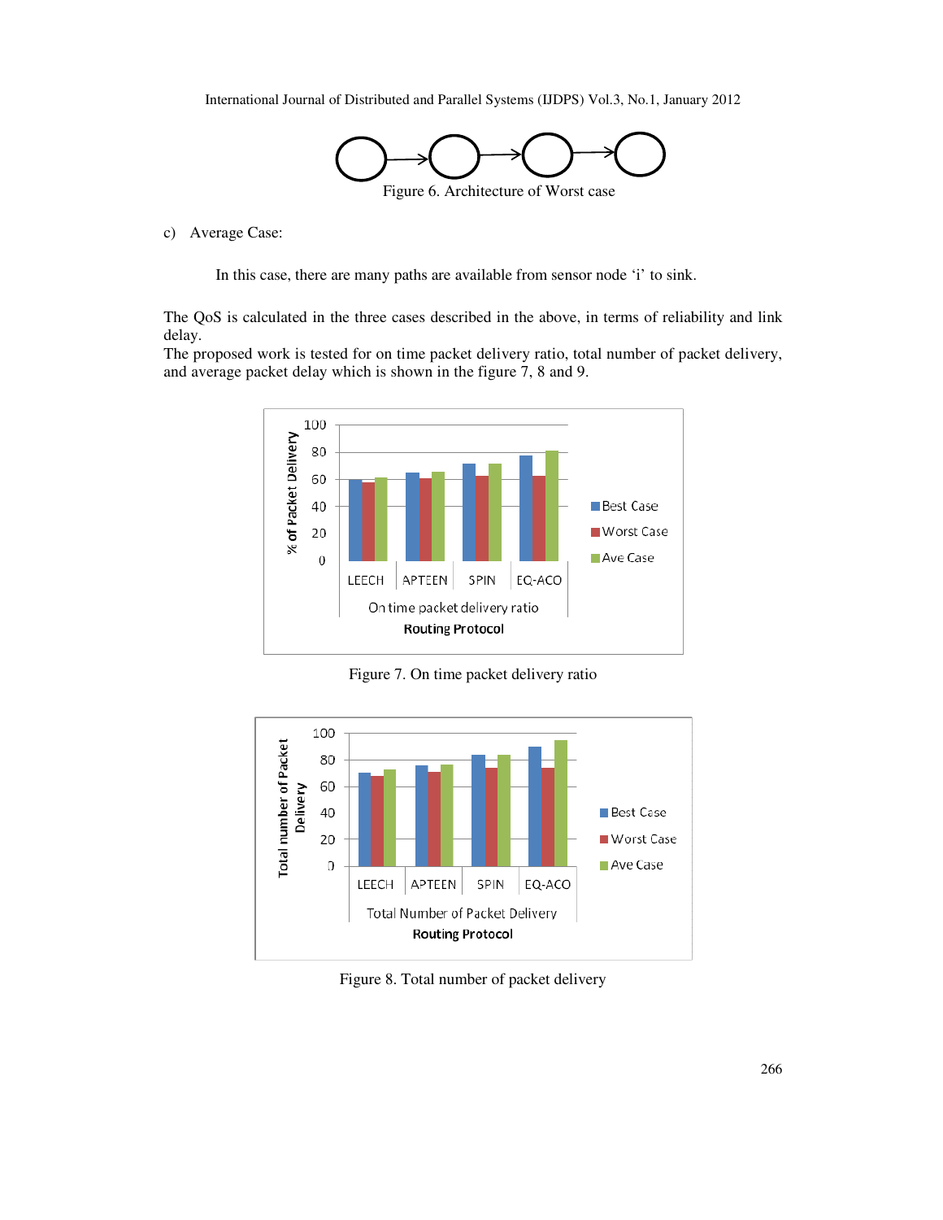Figure 6. Architecture of Worst case

c) Average Case:

In this case, there are many paths are available from sensor node 'i' to sink.

The QoS is calculated in the three cases described in the above, in terms of reliability and link delay.
The proposed work is tested for on time packet delivery ratio, total number of packet delivery, and average packet delay which is shown in the figure 7, 8 and 9.

Figure 7. On time packet delivery ratio

Figure 8. Total number of packet delivery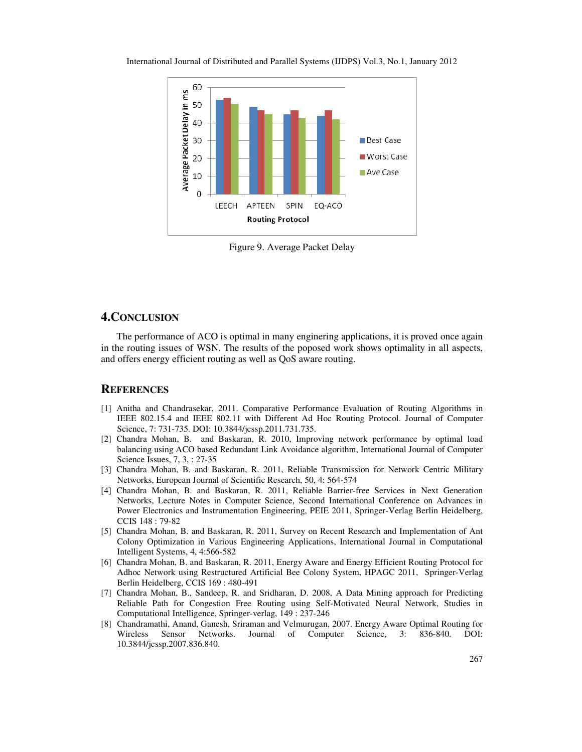Figure 9. Average Packet Delay

## 4. CONCLUSION

The performance of ACO is optimal in many enginering applications, it is proved once again in the routing issues of WSN. The results of the poposed work shows optimality in all aspects, and offers energy efficient routing as well as QoS aware routing.

## REFERENCES

[1] Anitha and Chandrasekar, 2011. Comparative Performance Evaluation of Routing Algorithms in IEEE 802.15.4 and IEEE 802.11 with Different Ad Hoc Routing Protocol. Journal of Computer Science, 7: 731-735. DOI: 10.3844/jcssp.2011.731.735.

[2] Chandra Mohan, B. and Baskaran, R. 2010, Improving network performance by optimal load balancing using ACO based Redundant Link Avoidance algorithm, International Journal of Computer Science Issues, 7, 3, : 27-35

[3] Chandra Mohan, B. and Baskaran, R. 2011, Reliable Transmission for Network Centric Military Networks, European Journal of Scientific Research, 50, 4: 564-574

[4] Chandra Mohan, B. and Baskaran, R. 2011, Reliable Barrier-free Services in Next Generation Networks, Lecture Notes in Computer Science, Second International Conference on Advances in Power Electronics and Instrumentation Engineering, PEIE 2011, Springer-Verlag Berlin Heidelberg, CCIS 148 : 79-82

[5] Chandra Mohan, B. and Baskaran, R. 2011, Survey on Recent Research and Implementation of Ant Colony Optimization in Various Engineering Applications, International Journal in Computational Intelligent Systems, 4, 4:566-582

[6] Chandra Mohan, B. and Baskaran, R. 2011, Energy Aware and Energy Efficient Routing Protocol for Adhoc Network using Restructured Artificial Bee Colony System, HPAGC 2011, Springer-Verlag Berlin Heidelberg, CCIS 169 : 480-491

[7] Chandra Mohan, B., Sandeep, R. and Sridharan, D. 2008, A Data Mining approach for Predicting Reliable Path for Congestion Free Routing using Self-Motivated Neural Network, Studies in Computational Intelligence, Springer-verlag, 149 : 237-246

[8] Chandramathi, Anand, Ganesh, Sriraman and Velmurugan, 2007. Energy Aware Optimal Routing for Wireless Sensor Networks. Journal of Computer Science, 3: 836-840. DOI: 10.3844/jcssp.2007.836.840.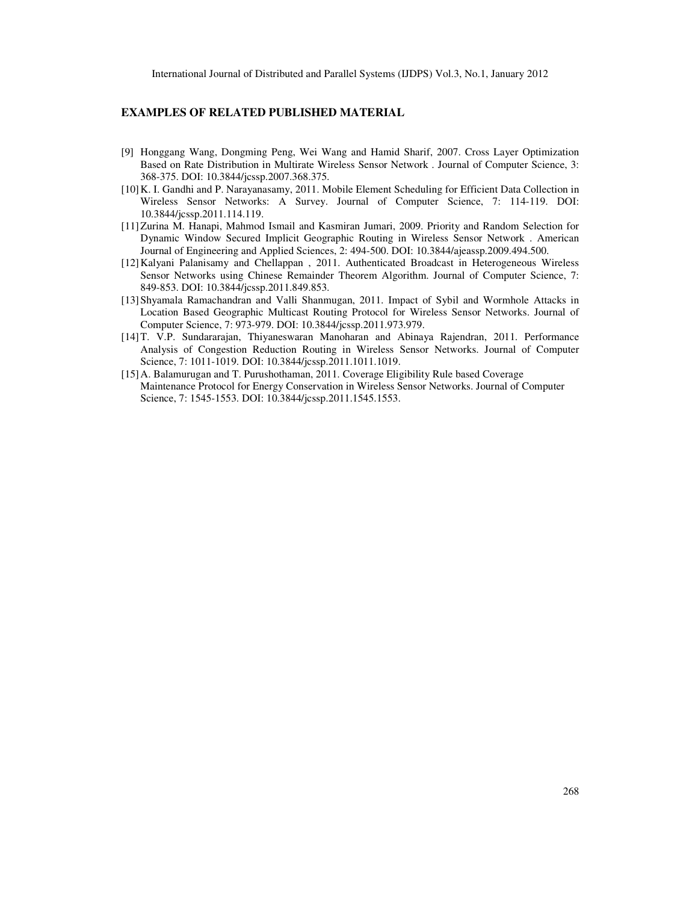### EXAMPLES OF RELATED PUBLISHED MATERIAL

[9] Honggang Wang, Dongming Peng, Wei Wang and Hamid Sharif, 2007. Cross Layer Optimization Based on Rate Distribution in Multirate Wireless Sensor Network . Journal of Computer Science, 3: 368-375. DOI: 10.3844/jcssp.2007.368.375.

[10] K. I. Gandhi and P. Narayanasamy, 2011. Mobile Element Scheduling for Efficient Data Collection in Wireless Sensor Networks: A Survey. Journal of Computer Science, 7: 114-119. DOI: 10.3844/jcssp.2011.114.119.

[11] Zurina M. Hanapi, Mahmod Ismail and Kasmiran Jumari, 2009. Priority and Random Selection for Dynamic Window Secured Implicit Geographic Routing in Wireless Sensor Network . American Journal of Engineering and Applied Sciences, 2: 494-500. DOI: 10.3844/ajeassp.2009.494.500.

[12] Kalyani Palanisamy and Chellappan , 2011. Authenticated Broadcast in Heterogeneous Wireless Sensor Networks using Chinese Remainder Theorem Algorithm. Journal of Computer Science, 7: 849-853. DOI: 10.3844/jcssp.2011.849.853.

[13] Shyamala Ramachandran and Valli Shanmugan, 2011. Impact of Sybil and Wormhole Attacks in Location Based Geographic Multicast Routing Protocol for Wireless Sensor Networks. Journal of Computer Science, 7: 973-979. DOI: 10.3844/jcssp.2011.973.979.

[14] T. V.P. Sundararajan, Thiyaneswaran Manoharan and Abinaya Rajendran, 2011. Performance Analysis of Congestion Reduction Routing in Wireless Sensor Networks. Journal of Computer Science, 7: 1011-1019. DOI: 10.3844/jcssp.2011.1011.1019.

[15] A. Balamurugan and T. Purushothaman, 2011. Coverage Eligibility Rule based Coverage Maintenance Protocol for Energy Conservation in Wireless Sensor Networks. Journal of Computer Science, 7: 1545-1553. DOI: 10.3844/jcssp.2011.1545.1553.